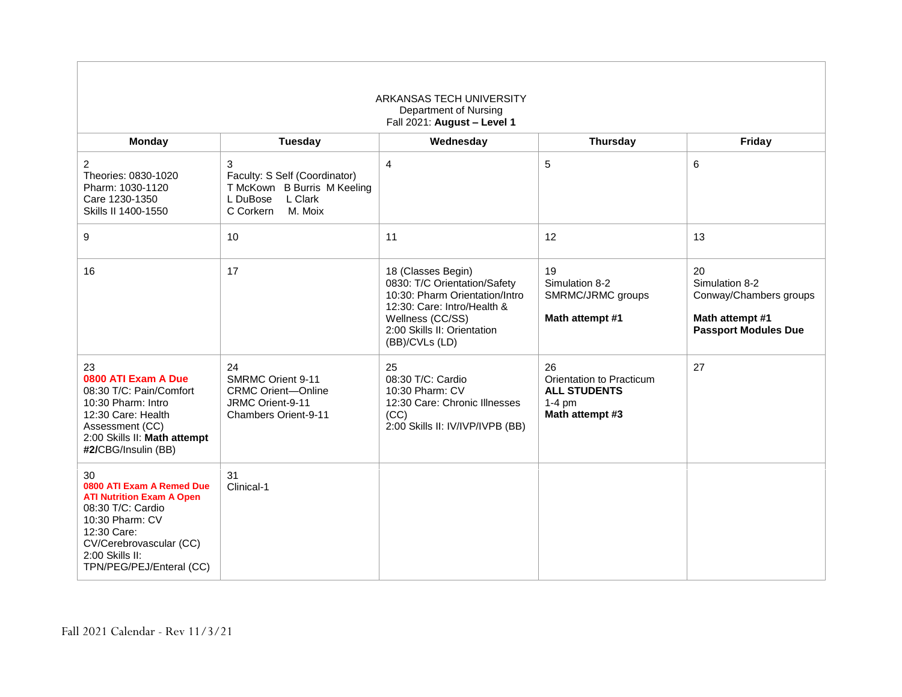ARKANSAS TECH UNIVERSITY
Department of Nursing
Fall 2021: **August – Level 1**

| Monday | Tuesday | Wednesday | Thursday | Friday |
|---|---|---|---|---|
| 2<br>Theories: 0830-1020<br>Pharm: 1030-1120<br>Care 1230-1350<br>Skills II 1400-1550 | 3<br>Faculty: S Self (Coordinator)<br>T McKown B Burris M Keeling<br>L DuBose L Clark<br>C Corkern M. Moix | 4 | 5 | 6 |
| 9 | 10 | 11 | 12 | 13 |
| 16 | 17 | 18 (Classes Begin)<br>0830: T/C Orientation/Safety<br>10:30: Pharm Orientation/Intro<br>12:30: Care: Intro/Health & Wellness (CC/SS)<br>2:00 Skills II: Orientation (BB)/CVLs (LD) | 19<br>Simulation 8-2<br>SMRMC/JRMC groups<br><br>**Math attempt #1** | 20<br>Simulation 8-2<br>Conway/Chambers groups<br><br>**Math attempt #1**<br>**Passport Modules Due** |
| 23<br>**0800 ATI Exam A Due**<br>08:30 T/C: Pain/Comfort<br>10:30 Pharm: Intro<br>12:30 Care: Health Assessment (CC)<br>2:00 Skills II: **Math attempt #2/**CBG/Insulin (BB) | 24<br>SMRMC Orient 9-11<br>CRMC Orient—Online<br>JRMC Orient-9-11<br>Chambers Orient-9-11 | 25<br>08:30 T/C: Cardio<br>10:30 Pharm: CV<br>12:30 Care: Chronic Illnesses (CC)<br>2:00 Skills II: IV/IVP/IVPB (BB) | 26<br>Orientation to Practicum<br>**ALL STUDENTS**<br>1-4 pm<br>**Math attempt #3** | 27 |
| 30<br>**0800 ATI Exam A Remed Due**<br>**ATI Nutrition Exam A Open**<br>08:30 T/C: Cardio<br>10:30 Pharm: CV<br>12:30 Care: CV/Cerebrovascular (CC)<br>2:00 Skills II: TPN/PEG/PEJ/Enteral (CC) | 31<br>Clinical-1 | | | |

Fall 2021 Calendar - Rev 11/3/21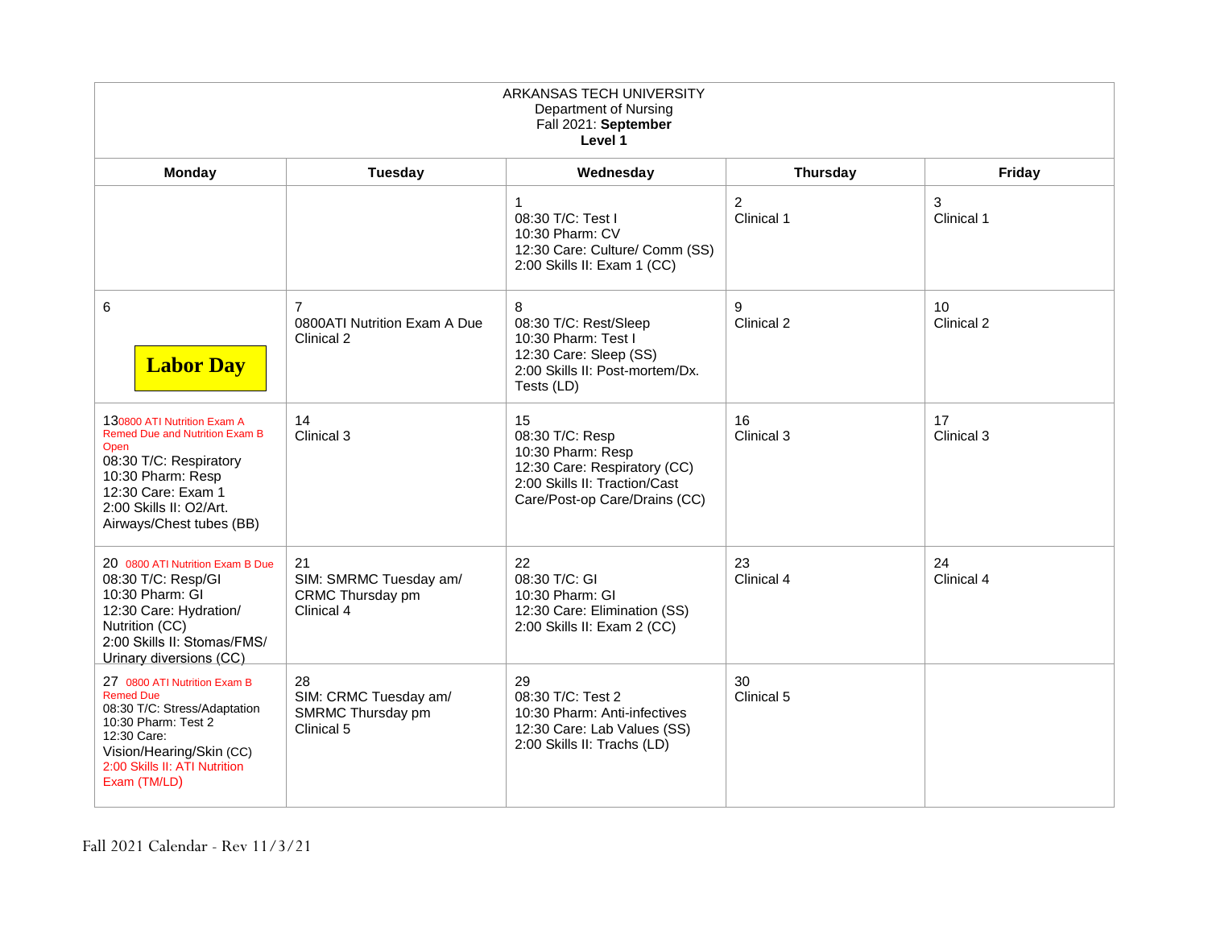ARKANSAS TECH UNIVERSITY
Department of Nursing
Fall 2021: **September**
**Level 1**

| Monday | Tuesday | Wednesday | Thursday | Friday |
|---|---|---|---|---|
| | | 1<br>08:30 T/C: Test I<br>10:30 Pharm: CV<br>12:30 Care: Culture/ Comm (SS)<br>2:00 Skills II: Exam 1 (CC) | 2<br>Clinical 1 | 3<br>Clinical 1 |
| 6<br>**Labor Day** | 7<br>0800ATI Nutrition Exam A Due<br>Clinical 2 | 8<br>08:30 T/C: Rest/Sleep<br>10:30 Pharm: Test I<br>12:30 Care: Sleep (SS)<br>2:00 Skills II: Post-mortem/Dx. Tests (LD) | 9<br>Clinical 2 | 10<br>Clinical 2 |
| 13 0800 ATI Nutrition Exam A Remed Due and Nutrition Exam B Open<br>08:30 T/C: Respiratory<br>10:30 Pharm: Resp<br>12:30 Care: Exam 1<br>2:00 Skills II: O2/Art. Airways/Chest tubes (BB) | 14<br>Clinical 3 | 15<br>08:30 T/C: Resp<br>10:30 Pharm: Resp<br>12:30 Care: Respiratory (CC)<br>2:00 Skills II: Traction/Cast Care/Post-op Care/Drains (CC) | 16<br>Clinical 3 | 17<br>Clinical 3 |
| 20 0800 ATI Nutrition Exam B Due<br>08:30 T/C: Resp/GI<br>10:30 Pharm: GI<br>12:30 Care: Hydration/ Nutrition (CC)<br>2:00 Skills II: Stomas/FMS/ Urinary diversions (CC) | 21<br>SIM: SMRMC Tuesday am/ CRMC Thursday pm<br>Clinical 4 | 22<br>08:30 T/C: GI<br>10:30 Pharm: GI<br>12:30 Care: Elimination (SS)<br>2:00 Skills II: Exam 2 (CC) | 23<br>Clinical 4 | 24<br>Clinical 4 |
| 27 0800 ATI Nutrition Exam B Remed Due<br>08:30 T/C: Stress/Adaptation<br>10:30 Pharm: Test 2<br>12:30 Care: Vision/Hearing/Skin (CC)<br>2:00 Skills II: ATI Nutrition Exam (TM/LD) | 28<br>SIM: CRMC Tuesday am/ SMRMC Thursday pm<br>Clinical 5 | 29<br>08:30 T/C: Test 2<br>10:30 Pharm: Anti-infectives<br>12:30 Care: Lab Values (SS)<br>2:00 Skills II: Trachs (LD) | 30<br>Clinical 5 | |

Fall 2021 Calendar - Rev 11/3/21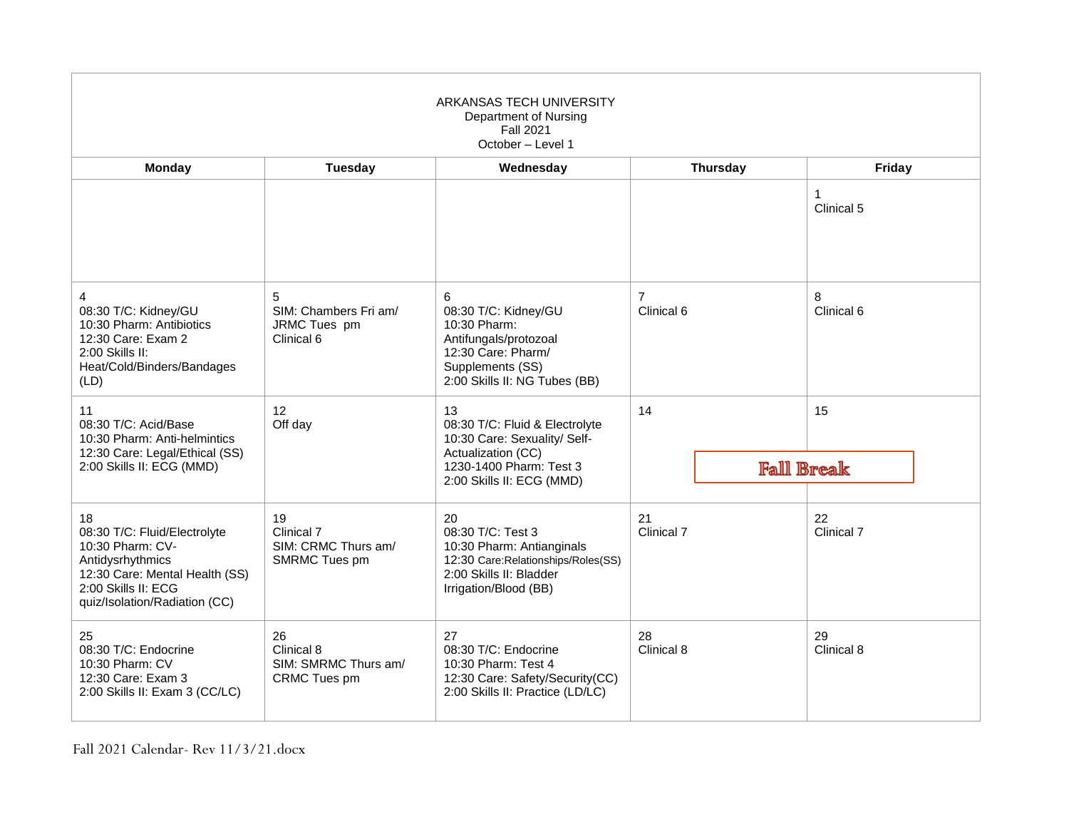ARKANSAS TECH UNIVERSITY
Department of Nursing
Fall 2021
October – Level 1

| Monday | Tuesday | Wednesday | Thursday | Friday |
|---|---|---|---|---|
| | | | | 1<br>Clinical 5 |
| 4<br>08:30 T/C: Kidney/GU<br>10:30 Pharm: Antibiotics<br>12:30 Care: Exam 2<br>2:00 Skills II: Heat/Cold/Binders/Bandages (LD) | 5<br>SIM: Chambers Fri am/ JRMC Tues pm<br>Clinical 6 | 6<br>08:30 T/C: Kidney/GU<br>10:30 Pharm: Antifungals/protozoal<br>12:30 Care: Pharm/ Supplements (SS)<br>2:00 Skills II: NG Tubes (BB) | 7<br>Clinical 6 | 8<br>Clinical 6 |
| 11<br>08:30 T/C: Acid/Base<br>10:30 Pharm: Anti-helmintics<br>12:30 Care: Legal/Ethical (SS)<br>2:00 Skills II: ECG (MMD) | 12<br>Off day | 13<br>08:30 T/C: Fluid & Electrolyte<br>10:30 Care: Sexuality/ Self-Actualization (CC)<br>1230-1400 Pharm: Test 3<br>2:00 Skills II: ECG (MMD) | 14<br>Fall Break | 15<br>Fall Break |
| 18<br>08:30 T/C: Fluid/Electrolyte<br>10:30 Pharm: CV-Antidysrhythmics<br>12:30 Care: Mental Health (SS)<br>2:00 Skills II: ECG quiz/Isolation/Radiation (CC) | 19<br>Clinical 7<br>SIM: CRMC Thurs am/ SMRMC Tues pm | 20<br>08:30 T/C: Test 3<br>10:30 Pharm: Antianginals<br>12:30 Care:Relationships/Roles(SS)<br>2:00 Skills II: Bladder Irrigation/Blood (BB) | 21<br>Clinical 7 | 22<br>Clinical 7 |
| 25<br>08:30 T/C: Endocrine<br>10:30 Pharm: CV<br>12:30 Care: Exam 3<br>2:00 Skills II: Exam 3 (CC/LC) | 26<br>Clinical 8<br>SIM: SMRMC Thurs am/ CRMC Tues pm | 27<br>08:30 T/C: Endocrine<br>10:30 Pharm: Test 4<br>12:30 Care: Safety/Security(CC)<br>2:00 Skills II: Practice (LD/LC) | 28<br>Clinical 8 | 29<br>Clinical 8 |

Fall 2021 Calendar- Rev 11/3/21.docx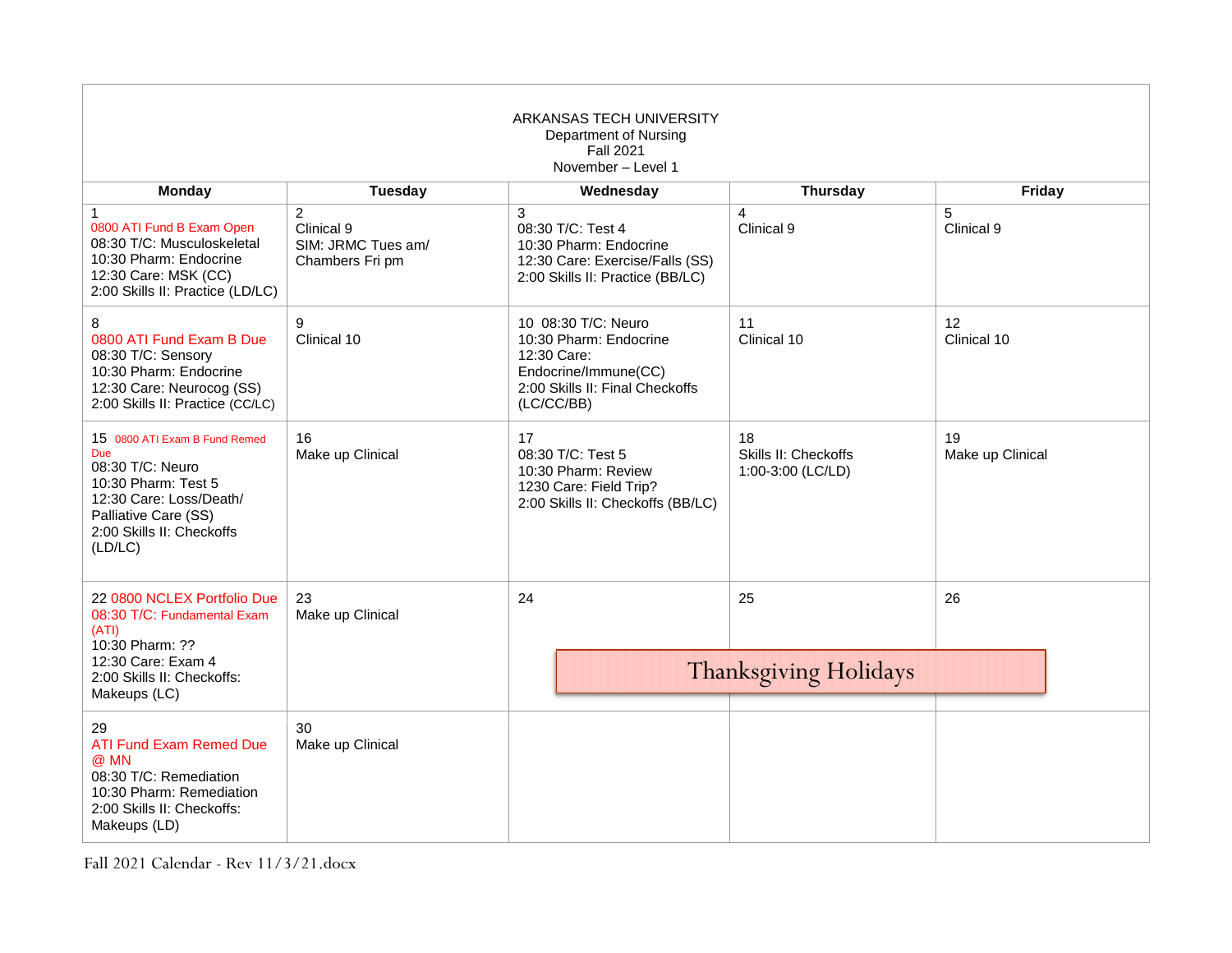ARKANSAS TECH UNIVERSITY
Department of Nursing
Fall 2021
November – Level 1

| Monday | Tuesday | Wednesday | Thursday | Friday |
|---|---|---|---|---|
| 1<br>0800 ATI Fund B Exam Open<br>08:30 T/C: Musculoskeletal<br>10:30 Pharm: Endocrine<br>12:30 Care: MSK (CC)<br>2:00 Skills II: Practice (LD/LC) | 2<br>Clinical 9<br>SIM: JRMC Tues am/ Chambers Fri pm | 3<br>08:30 T/C: Test 4<br>10:30 Pharm: Endocrine<br>12:30 Care: Exercise/Falls (SS)<br>2:00 Skills II: Practice (BB/LC) | 4<br>Clinical 9 | 5<br>Clinical 9 |
| 8<br>0800 ATI Fund Exam B Due<br>08:30 T/C: Sensory<br>10:30 Pharm: Endocrine<br>12:30 Care: Neurocog (SS)<br>2:00 Skills II: Practice (CC/LC) | 9<br>Clinical 10 | 10 08:30 T/C: Neuro<br>10:30 Pharm: Endocrine<br>12:30 Care: Endocrine/Immune(CC)<br>2:00 Skills II: Final Checkoffs (LC/CC/BB) | 11<br>Clinical 10 | 12<br>Clinical 10 |
| 15 0800 ATI Exam B Fund Remed Due<br>08:30 T/C: Neuro<br>10:30 Pharm: Test 5<br>12:30 Care: Loss/Death/ Palliative Care (SS)<br>2:00 Skills II: Checkoffs (LD/LC) | 16<br>Make up Clinical | 17<br>08:30 T/C: Test 5<br>10:30 Pharm: Review<br>1230 Care: Field Trip?<br>2:00 Skills II: Checkoffs (BB/LC) | 18<br>Skills II: Checkoffs 1:00-3:00 (LC/LD) | 19<br>Make up Clinical |
| 22 0800 NCLEX Portfolio Due<br>08:30 T/C: Fundamental Exam (ATI)<br>10:30 Pharm: ??<br>12:30 Care: Exam 4<br>2:00 Skills II: Checkoffs: Makeups (LC) | 23<br>Make up Clinical | 24<br>Thanksgiving Holidays | 25<br>Thanksgiving Holidays | 26<br>Thanksgiving Holidays |
| 29<br>ATI Fund Exam Remed Due @ MN<br>08:30 T/C: Remediation<br>10:30 Pharm: Remediation<br>2:00 Skills II: Checkoffs: Makeups (LD) | 30<br>Make up Clinical | | | |

Fall 2021 Calendar - Rev 11/3/21.docx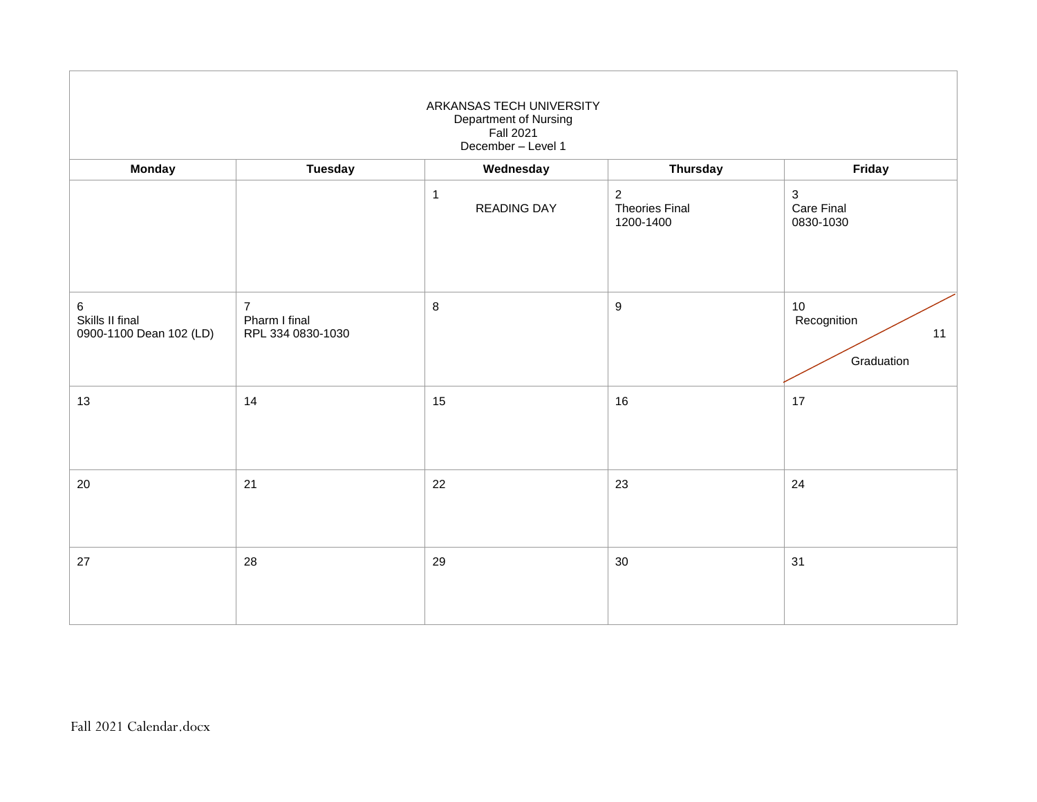ARKANSAS TECH UNIVERSITY
Department of Nursing
Fall 2021
December – Level 1

| Monday | Tuesday | Wednesday | Thursday | Friday |
|---|---|---|---|---|
| | | 1 READING DAY | 2 Theories Final 1200-1400 | 3 Care Final 0830-1030 |
| 6 Skills II final 0900-1100 Dean 102 (LD) | 7 Pharm I final RPL 334 0830-1030 | 8 | 9 | 10 Recognition / 11 Graduation |
| 13 | 14 | 15 | 16 | 17 |
| 20 | 21 | 22 | 23 | 24 |
| 27 | 28 | 29 | 30 | 31 |

Fall 2021 Calendar.docx